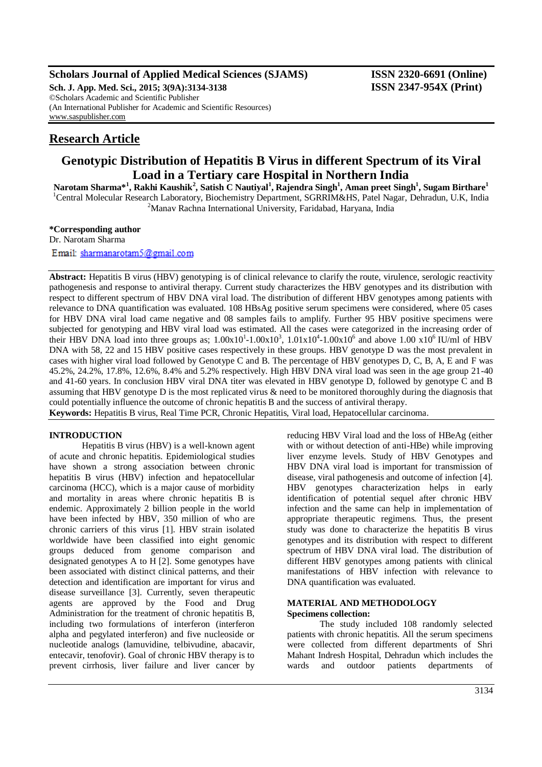**Scholars Journal of Applied Medical Sciences (SJAMS)** **ISSN 2320-6691 (Online)**
**Sch. J. App. Med. Sci., 2015; 3(9A):3134-3138** **ISSN 2347-954X (Print)**
©Scholars Academic and Scientific Publisher
(An International Publisher for Academic and Scientific Resources)
www.saspublisher.com

## Research Article

# Genotypic Distribution of Hepatitis B Virus in different Spectrum of its Viral Load in a Tertiary care Hospital in Northern India

**Narotam Sharma*[1], Rakhi Kaushik[2], Satish C Nautiyal[1], Rajendra Singh[1], Aman preet Singh[1], Sugam Birthare[1]**

[1]Central Molecular Research Laboratory, Biochemistry Department, SGRRIM&HS, Patel Nagar, Dehradun, U.K, India
[2]Manav Rachna International University, Faridabad, Haryana, India

**\*Corresponding author**
Dr. Narotam Sharma
Email: sharmanarotam5@gmail.com

**Abstract:** Hepatitis B virus (HBV) genotyping is of clinical relevance to clarify the route, virulence, serologic reactivity pathogenesis and response to antiviral therapy. Current study characterizes the HBV genotypes and its distribution with respect to different spectrum of HBV DNA viral load. The distribution of different HBV genotypes among patients with relevance to DNA quantification was evaluated. 108 HBsAg positive serum specimens were considered, where 05 cases for HBV DNA viral load came negative and 08 samples fails to amplify. Further 95 HBV positive specimens were subjected for genotyping and HBV viral load was estimated. All the cases were categorized in the increasing order of their HBV DNA load into three groups as; $1.00\text{x}10^1$-$1.00\text{x}10^3$, $1.01\text{x}10^4$-$1.00\text{x}10^6$ and above $1.00\ \text{x}10^6$ IU/ml of HBV DNA with 58, 22 and 15 HBV positive cases respectively in these groups. HBV genotype D was the most prevalent in cases with higher viral load followed by Genotype C and B. The percentage of HBV genotypes D, C, B, A, E and F was 45.2%, 24.2%, 17.8%, 12.6%, 8.4% and 5.2% respectively. High HBV DNA viral load was seen in the age group 21-40 and 41-60 years. In conclusion HBV viral DNA titer was elevated in HBV genotype D, followed by genotype C and B assuming that HBV genotype D is the most replicated virus & need to be monitored thoroughly during the diagnosis that could potentially influence the outcome of chronic hepatitis B and the success of antiviral therapy.

**Keywords:** Hepatitis B virus, Real Time PCR, Chronic Hepatitis, Viral load, Hepatocellular carcinoma.

## INTRODUCTION

Hepatitis B virus (HBV) is a well-known agent of acute and chronic hepatitis. Epidemiological studies have shown a strong association between chronic hepatitis B virus (HBV) infection and hepatocellular carcinoma (HCC), which is a major cause of morbidity and mortality in areas where chronic hepatitis B is endemic. Approximately 2 billion people in the world have been infected by HBV, 350 million of who are chronic carriers of this virus [1]. HBV strain isolated worldwide have been classified into eight genomic groups deduced from genome comparison and designated genotypes A to H [2]. Some genotypes have been associated with distinct clinical patterns, and their detection and identification are important for virus and disease surveillance [3]. Currently, seven therapeutic agents are approved by the Food and Drug Administration for the treatment of chronic hepatitis B, including two formulations of interferon (interferon alpha and pegylated interferon) and five nucleoside or nucleotide analogs (lamuvidine, telbivudine, abacavir, entecavir, tenofovir). Goal of chronic HBV therapy is to prevent cirrhosis, liver failure and liver cancer by reducing HBV Viral load and the loss of HBeAg (either with or without detection of anti-HBe) while improving liver enzyme levels. Study of HBV Genotypes and HBV DNA viral load is important for transmission of disease, viral pathogenesis and outcome of infection [4]. HBV genotypes characterization helps in early identification of potential sequel after chronic HBV infection and the same can help in implementation of appropriate therapeutic regimens. Thus, the present study was done to characterize the hepatitis B virus genotypes and its distribution with respect to different spectrum of HBV DNA viral load. The distribution of different HBV genotypes among patients with clinical manifestations of HBV infection with relevance to DNA quantification was evaluated.

## MATERIAL AND METHODOLOGY

### Specimens collection:

The study included 108 randomly selected patients with chronic hepatitis. All the serum specimens were collected from different departments of Shri Mahant Indresh Hospital, Dehradun which includes the wards and outdoor patients departments of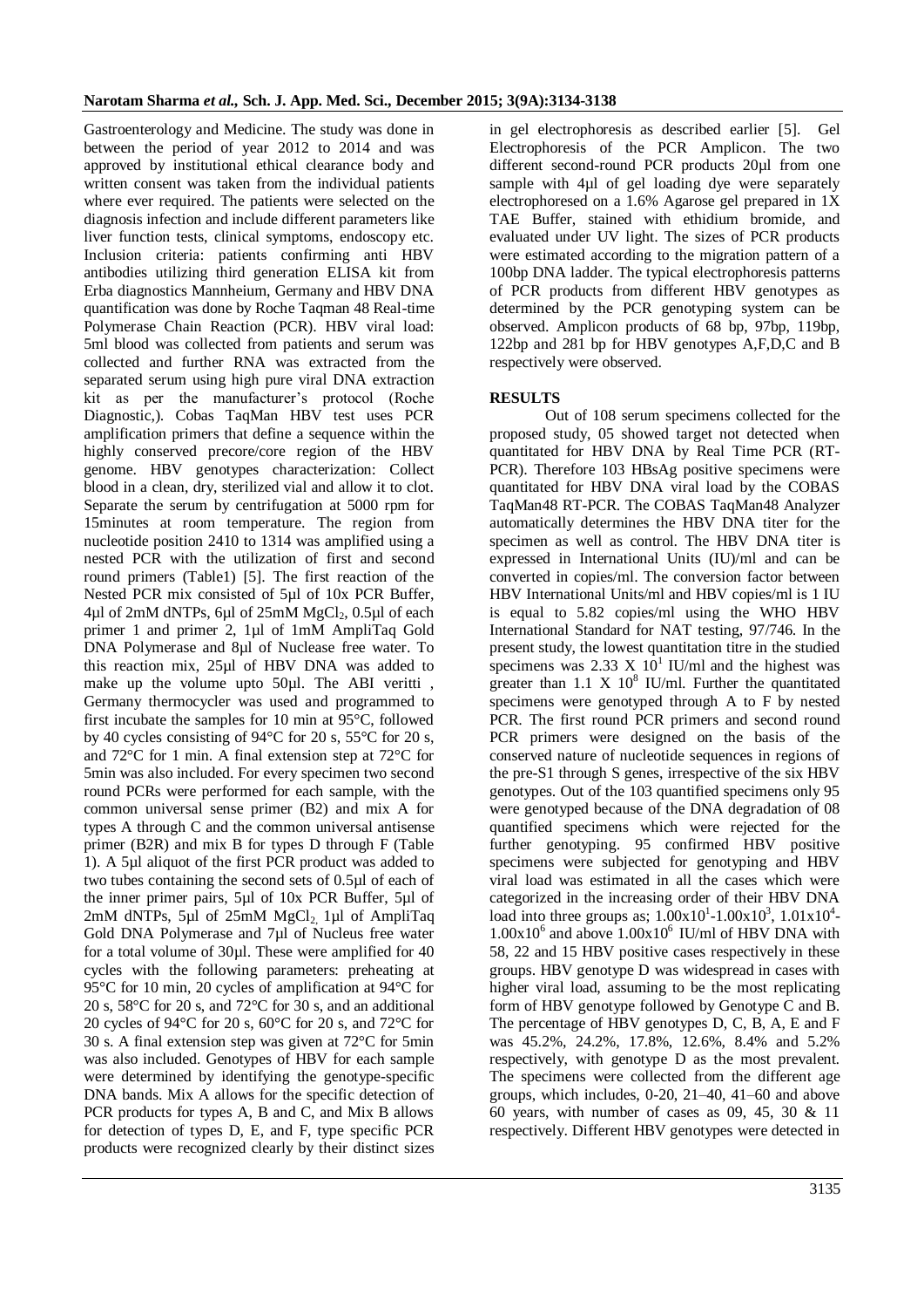Gastroenterology and Medicine. The study was done in between the period of year 2012 to 2014 and was approved by institutional ethical clearance body and written consent was taken from the individual patients where ever required. The patients were selected on the diagnosis infection and include different parameters like liver function tests, clinical symptoms, endoscopy etc. Inclusion criteria: patients confirming anti HBV antibodies utilizing third generation ELISA kit from Erba diagnostics Mannheium, Germany and HBV DNA quantification was done by Roche Taqman 48 Real-time Polymerase Chain Reaction (PCR). HBV viral load: 5ml blood was collected from patients and serum was collected and further RNA was extracted from the separated serum using high pure viral DNA extraction kit as per the manufacturer's protocol (Roche Diagnostic,). Cobas TaqMan HBV test uses PCR amplification primers that define a sequence within the highly conserved precore/core region of the HBV genome. HBV genotypes characterization: Collect blood in a clean, dry, sterilized vial and allow it to clot. Separate the serum by centrifugation at 5000 rpm for 15minutes at room temperature. The region from nucleotide position 2410 to 1314 was amplified using a nested PCR with the utilization of first and second round primers (Table1) [5]. The first reaction of the Nested PCR mix consisted of 5µl of 10x PCR Buffer, 4µl of 2mM dNTPs, 6µl of 25mM $MgCl_2$, 0.5µl of each primer 1 and primer 2, 1µl of 1mM AmpliTaq Gold DNA Polymerase and 8µl of Nuclease free water. To this reaction mix, 25µl of HBV DNA was added to make up the volume upto 50µl. The ABI veritti , Germany thermocycler was used and programmed to first incubate the samples for 10 min at 95°C, followed by 40 cycles consisting of 94°C for 20 s, 55°C for 20 s, and 72°C for 1 min. A final extension step at 72°C for 5min was also included. For every specimen two second round PCRs were performed for each sample, with the common universal sense primer (B2) and mix A for types A through C and the common universal antisense primer (B2R) and mix B for types D through F (Table 1). A 5µl aliquot of the first PCR product was added to two tubes containing the second sets of 0.5µl of each of the inner primer pairs, 5µl of 10x PCR Buffer, 5µl of 2mM dNTPs, 5µl of 25mM $MgCl_2$, 1µl of AmpliTaq Gold DNA Polymerase and 7µl of Nucleus free water for a total volume of 30µl. These were amplified for 40 cycles with the following parameters: preheating at 95°C for 10 min, 20 cycles of amplification at 94°C for 20 s, 58°C for 20 s, and 72°C for 30 s, and an additional 20 cycles of 94°C for 20 s, 60°C for 20 s, and 72°C for 30 s. A final extension step was given at 72°C for 5min was also included. Genotypes of HBV for each sample were determined by identifying the genotype-specific DNA bands. Mix A allows for the specific detection of PCR products for types A, B and C, and Mix B allows for detection of types D, E, and F, type specific PCR products were recognized clearly by their distinct sizes in gel electrophoresis as described earlier [5]. Gel Electrophoresis of the PCR Amplicon. The two different second-round PCR products 20µl from one sample with 4µl of gel loading dye were separately electrophoresed on a 1.6% Agarose gel prepared in 1X TAE Buffer, stained with ethidium bromide, and evaluated under UV light. The sizes of PCR products were estimated according to the migration pattern of a 100bp DNA ladder. The typical electrophoresis patterns of PCR products from different HBV genotypes as determined by the PCR genotyping system can be observed. Amplicon products of 68 bp, 97bp, 119bp, 122bp and 281 bp for HBV genotypes A,F,D,C and B respectively were observed.

## RESULTS

Out of 108 serum specimens collected for the proposed study, 05 showed target not detected when quantitated for HBV DNA by Real Time PCR (RT-PCR). Therefore 103 HBsAg positive specimens were quantitated for HBV DNA viral load by the COBAS TaqMan48 RT-PCR. The COBAS TaqMan48 Analyzer automatically determines the HBV DNA titer for the specimen as well as control. The HBV DNA titer is expressed in International Units (IU)/ml and can be converted in copies/ml. The conversion factor between HBV International Units/ml and HBV copies/ml is 1 IU is equal to 5.82 copies/ml using the WHO HBV International Standard for NAT testing, 97/746. In the present study, the lowest quantitation titre in the studied specimens was $2.33 \times 10^1$ IU/ml and the highest was greater than $1.1 \times 10^8$ IU/ml. Further the quantitated specimens were genotyped through A to F by nested PCR. The first round PCR primers and second round PCR primers were designed on the basis of the conserved nature of nucleotide sequences in regions of the pre-S1 through S genes, irrespective of the six HBV genotypes. Out of the 103 quantified specimens only 95 were genotyped because of the DNA degradation of 08 quantified specimens which were rejected for the further genotyping. 95 confirmed HBV positive specimens were subjected for genotyping and HBV viral load was estimated in all the cases which were categorized in the increasing order of their HBV DNA load into three groups as; $1.00 \times 10^1$-$1.00 \times 10^3$, $1.01 \times 10^4$-$1.00 \times 10^6$ and above $1.00 \times 10^6$ IU/ml of HBV DNA with 58, 22 and 15 HBV positive cases respectively in these groups. HBV genotype D was widespread in cases with higher viral load, assuming to be the most replicating form of HBV genotype followed by Genotype C and B. The percentage of HBV genotypes D, C, B, A, E and F was 45.2%, 24.2%, 17.8%, 12.6%, 8.4% and 5.2% respectively, with genotype D as the most prevalent. The specimens were collected from the different age groups, which includes, 0-20, 21–40, 41–60 and above 60 years, with number of cases as 09, 45, 30 & 11 respectively. Different HBV genotypes were detected in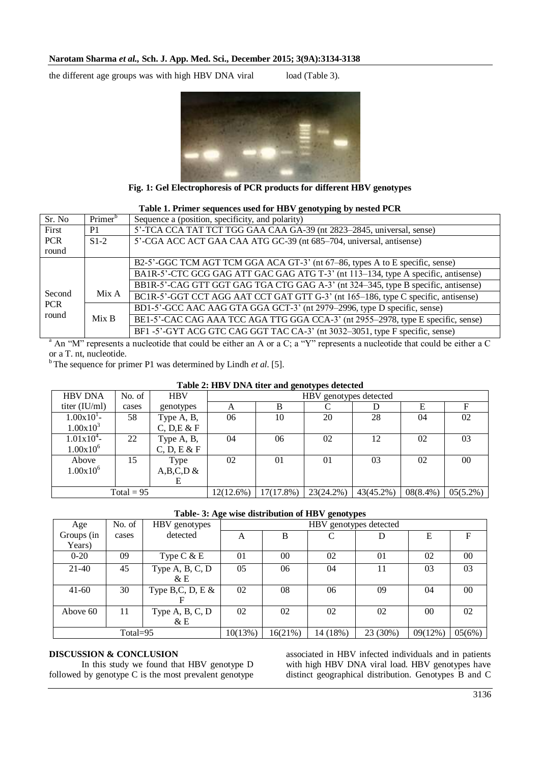the different age groups was with high HBV DNA viral load (Table 3).

**Fig. 1: Gel Electrophoresis of PCR products for different HBV genotypes**

**Table 1. Primer sequences used for HBV genotyping by nested PCR**

| Sr. No | Primer[b] | Sequence a (position, specificity, and polarity) |
|---|---|---|
| First PCR round | P1 | 5'-TCA CCA TAT TCT TGG GAA CAA GA-39 (nt 2823–2845, universal, sense) |
| | S1-2 | 5'-CGA ACC ACT GAA CAA ATG GC-39 (nt 685–704, universal, antisense) |
| Second PCR round | Mix A | B2-5'-GGC TCM AGT TCM GGA ACA GT-3' (nt 67–86, types A to E specific, sense) |
| | | BA1R-5'-CTC GCG GAG ATT GAC GAG ATG T-3' (nt 113–134, type A specific, antisense) |
| | | BB1R-5'-CAG GTT GGT GAG TGA CTG GAG A-3' (nt 324–345, type B specific, antisense) |
| | | BC1R-5'-GGT CCT AGG AAT CCT GAT GTT G-3' (nt 165–186, type C specific, antisense) |
| | Mix B | BD1-5'-GCC AAC AAG GTA GGA GCT-3' (nt 2979–2996, type D specific, sense) |
| | | BE1-5'-CAC CAG AAA TCC AGA TTG GGA CCA-3' (nt 2955–2978, type E specific, sense) |
| | | BF1 -5'-GYT ACG GTC CAG GGT TAC CA-3' (nt 3032–3051, type F specific, sense) |

[a] An "M" represents a nucleotide that could be either an A or a C; a "Y" represents a nucleotide that could be either a C or a T. nt, nucleotide.

[b] The sequence for primer P1 was determined by Lindh *et al.* [5].

**Table 2: HBV DNA titer and genotypes detected**

| HBV DNA titer (IU/ml) | No. of cases | HBV genotypes | HBV genotypes detected | | | | | |
|---|---|---|---|---|---|---|---|---|
| | | | A | B | C | D | E | F |
| $1.00x10^1$-$1.00x10^3$ | 58 | Type A, B, C, D,E & F | 06 | 10 | 20 | 28 | 04 | 02 |
| $1.01x10^4$-$1.00x10^6$ | 22 | Type A, B, C, D, E & F | 04 | 06 | 02 | 12 | 02 | 03 |
| Above $1.00x10^6$ | 15 | Type A,B,C,D & E | 02 | 01 | 01 | 03 | 02 | 00 |
| Total = 95 | | | 12(12.6%) | 17(17.8%) | 23(24.2%) | 43(45.2%) | 08(8.4%) | 05(5.2%) |

**Table- 3: Age wise distribution of HBV genotypes**

| Age Groups (in Years) | No. of cases | HBV genotypes detected | HBV genotypes detected | | | | | |
|---|---|---|---|---|---|---|---|---|
| | | | A | B | C | D | E | F |
| 0-20 | 09 | Type C & E | 01 | 00 | 02 | 01 | 02 | 00 |
| 21-40 | 45 | Type A, B, C, D & E | 05 | 06 | 04 | 11 | 03 | 03 |
| 41-60 | 30 | Type B,C, D, E & F | 02 | 08 | 06 | 09 | 04 | 00 |
| Above 60 | 11 | Type A, B, C, D & E | 02 | 02 | 02 | 02 | 00 | 02 |
| Total=95 | | | 10(13%) | 16(21%) | 14 (18%) | 23 (30%) | 09(12%) | 05(6%) |

## DISCUSSION & CONCLUSION

In this study we found that HBV genotype D followed by genotype C is the most prevalent genotype associated in HBV infected individuals and in patients with high HBV DNA viral load. HBV genotypes have distinct geographical distribution. Genotypes B and C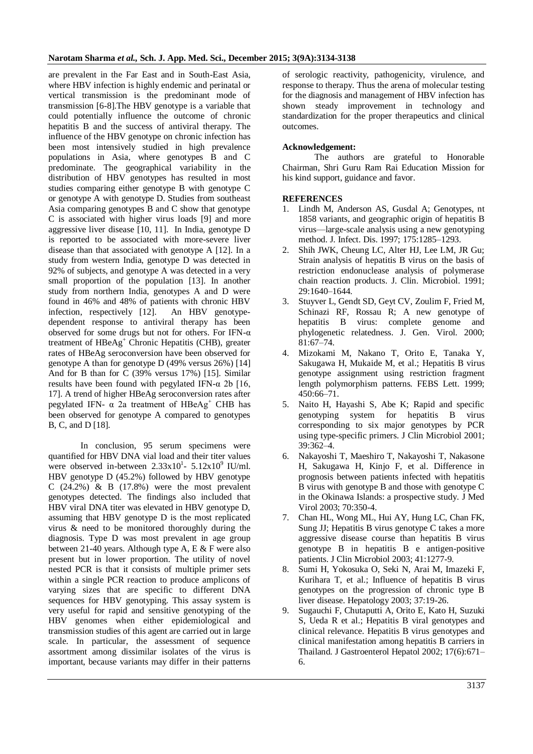are prevalent in the Far East and in South-East Asia, where HBV infection is highly endemic and perinatal or vertical transmission is the predominant mode of transmission [6-8].The HBV genotype is a variable that could potentially influence the outcome of chronic hepatitis B and the success of antiviral therapy. The influence of the HBV genotype on chronic infection has been most intensively studied in high prevalence populations in Asia, where genotypes B and C predominate. The geographical variability in the distribution of HBV genotypes has resulted in most studies comparing either genotype B with genotype C or genotype A with genotype D. Studies from southeast Asia comparing genotypes B and C show that genotype C is associated with higher virus loads [9] and more aggressive liver disease [10, 11]. In India, genotype D is reported to be associated with more-severe liver disease than that associated with genotype A [12]. In a study from western India, genotype D was detected in 92% of subjects, and genotype A was detected in a very small proportion of the population [13]. In another study from northern India, genotypes A and D were found in 46% and 48% of patients with chronic HBV infection, respectively [12]. An HBV genotype-dependent response to antiviral therapy has been observed for some drugs but not for others. For IFN-α treatment of $HBeAg^+$ Chronic Hepatitis (CHB), greater rates of HBeAg seroconversion have been observed for genotype A than for genotype D (49% versus 26%) [14] And for B than for C (39% versus 17%) [15]. Similar results have been found with pegylated IFN-α 2b [16, 17]. A trend of higher HBeAg seroconversion rates after pegylated IFN- α 2a treatment of $HBeAg^+$ CHB has been observed for genotype A compared to genotypes B, C, and D [18].

In conclusion, 95 serum specimens were quantified for HBV DNA vial load and their titer values were observed in-between $2.33 \times 10^1$- $5.12 \times 10^9$ IU/ml. HBV genotype D (45.2%) followed by HBV genotype C (24.2%) & B (17.8%) were the most prevalent genotypes detected. The findings also included that HBV viral DNA titer was elevated in HBV genotype D, assuming that HBV genotype D is the most replicated virus & need to be monitored thoroughly during the diagnosis. Type D was most prevalent in age group between 21-40 years. Although type A, E & F were also present but in lower proportion. The utility of novel nested PCR is that it consists of multiple primer sets within a single PCR reaction to produce amplicons of varying sizes that are specific to different DNA sequences for HBV genotyping. This assay system is very useful for rapid and sensitive genotyping of the HBV genomes when either epidemiological and transmission studies of this agent are carried out in large scale. In particular, the assessment of sequence assortment among dissimilar isolates of the virus is important, because variants may differ in their patterns of serologic reactivity, pathogenicity, virulence, and response to therapy. Thus the arena of molecular testing for the diagnosis and management of HBV infection has shown steady improvement in technology and standardization for the proper therapeutics and clinical outcomes.

**Acknowledgement:**

The authors are grateful to Honorable Chairman, Shri Guru Ram Rai Education Mission for his kind support, guidance and favor.

**REFERENCES**

1. Lindh M, Anderson AS, Gusdal A; Genotypes, nt 1858 variants, and geographic origin of hepatitis B virus—large-scale analysis using a new genotyping method. J. Infect. Dis. 1997; 175:1285–1293.
2. Shih JWK, Cheung LC, Alter HJ, Lee LM, JR Gu; Strain analysis of hepatitis B virus on the basis of restriction endonuclease analysis of polymerase chain reaction products. J. Clin. Microbiol. 1991; 29:1640–1644.
3. Stuyver L, Gendt SD, Geyt CV, Zoulim F, Fried M, Schinazi RF, Rossau R; A new genotype of hepatitis B virus: complete genome and phylogenetic relatedness. J. Gen. Virol. 2000; 81:67–74.
4. Mizokami M, Nakano T, Orito E, Tanaka Y, Sakugawa H, Mukaide M, et al.; Hepatitis B virus genotype assignment using restriction fragment length polymorphism patterns. FEBS Lett. 1999; 450:66–71.
5. Naito H, Hayashi S, Abe K; Rapid and specific genotyping system for hepatitis B virus corresponding to six major genotypes by PCR using type-specific primers. J Clin Microbiol 2001; 39:362–4.
6. Nakayoshi T, Maeshiro T, Nakayoshi T, Nakasone H, Sakugawa H, Kinjo F, et al. Difference in prognosis between patients infected with hepatitis B virus with genotype B and those with genotype C in the Okinawa Islands: a prospective study. J Med Virol 2003; 70:350-4.
7. Chan HL, Wong ML, Hui AY, Hung LC, Chan FK, Sung JJ; Hepatitis B virus genotype C takes a more aggressive disease course than hepatitis B virus genotype B in hepatitis B e antigen-positive patients. J Clin Microbiol 2003; 41:1277-9.
8. Sumi H, Yokosuka O, Seki N, Arai M, Imazeki F, Kurihara T, et al.; Influence of hepatitis B virus genotypes on the progression of chronic type B liver disease. Hepatology 2003; 37:19-26.
9. Sugauchi F, Chutaputti A, Orito E, Kato H, Suzuki S, Ueda R et al.; Hepatitis B viral genotypes and clinical relevance. Hepatitis B virus genotypes and clinical manifestation among hepatitis B carriers in Thailand. J Gastroenterol Hepatol 2002; 17(6):671–6.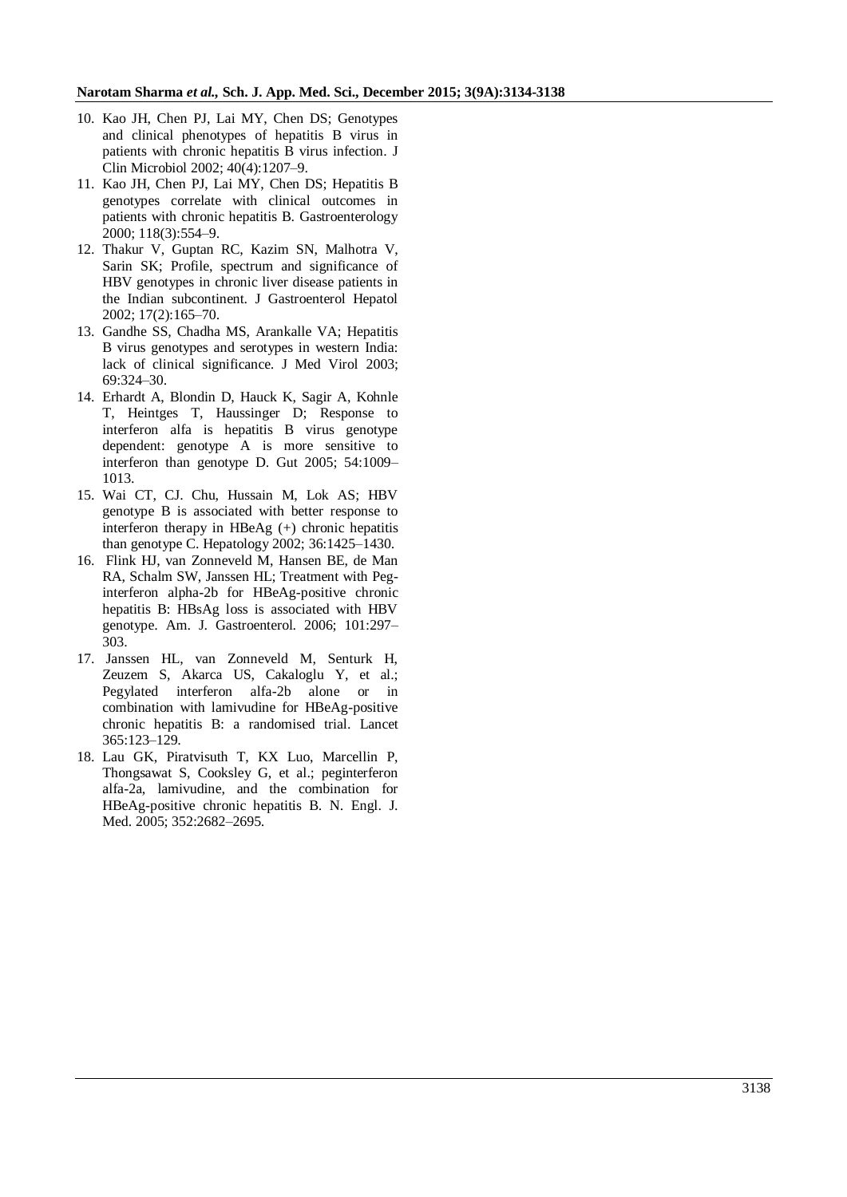10. Kao JH, Chen PJ, Lai MY, Chen DS; Genotypes and clinical phenotypes of hepatitis B virus in patients with chronic hepatitis B virus infection. J Clin Microbiol 2002; 40(4):1207–9.
11. Kao JH, Chen PJ, Lai MY, Chen DS; Hepatitis B genotypes correlate with clinical outcomes in patients with chronic hepatitis B. Gastroenterology 2000; 118(3):554–9.
12. Thakur V, Guptan RC, Kazim SN, Malhotra V, Sarin SK; Profile, spectrum and significance of HBV genotypes in chronic liver disease patients in the Indian subcontinent. J Gastroenterol Hepatol 2002; 17(2):165–70.
13. Gandhe SS, Chadha MS, Arankalle VA; Hepatitis B virus genotypes and serotypes in western India: lack of clinical significance. J Med Virol 2003; 69:324–30.
14. Erhardt A, Blondin D, Hauck K, Sagir A, Kohnle T, Heintges T, Haussinger D; Response to interferon alfa is hepatitis B virus genotype dependent: genotype A is more sensitive to interferon than genotype D. Gut 2005; 54:1009–1013.
15. Wai CT, CJ. Chu, Hussain M, Lok AS; HBV genotype B is associated with better response to interferon therapy in HBeAg (+) chronic hepatitis than genotype C. Hepatology 2002; 36:1425–1430.
16. Flink HJ, van Zonneveld M, Hansen BE, de Man RA, Schalm SW, Janssen HL; Treatment with Peg-interferon alpha-2b for HBeAg-positive chronic hepatitis B: HBsAg loss is associated with HBV genotype. Am. J. Gastroenterol. 2006; 101:297–303.
17. Janssen HL, van Zonneveld M, Senturk H, Zeuzem S, Akarca US, Cakaloglu Y, et al.; Pegylated interferon alfa-2b alone or in combination with lamivudine for HBeAg-positive chronic hepatitis B: a randomised trial. Lancet 365:123–129.
18. Lau GK, Piratvisuth T, KX Luo, Marcellin P, Thongsawat S, Cooksley G, et al.; peginterferon alfa-2a, lamivudine, and the combination for HBeAg-positive chronic hepatitis B. N. Engl. J. Med. 2005; 352:2682–2695.